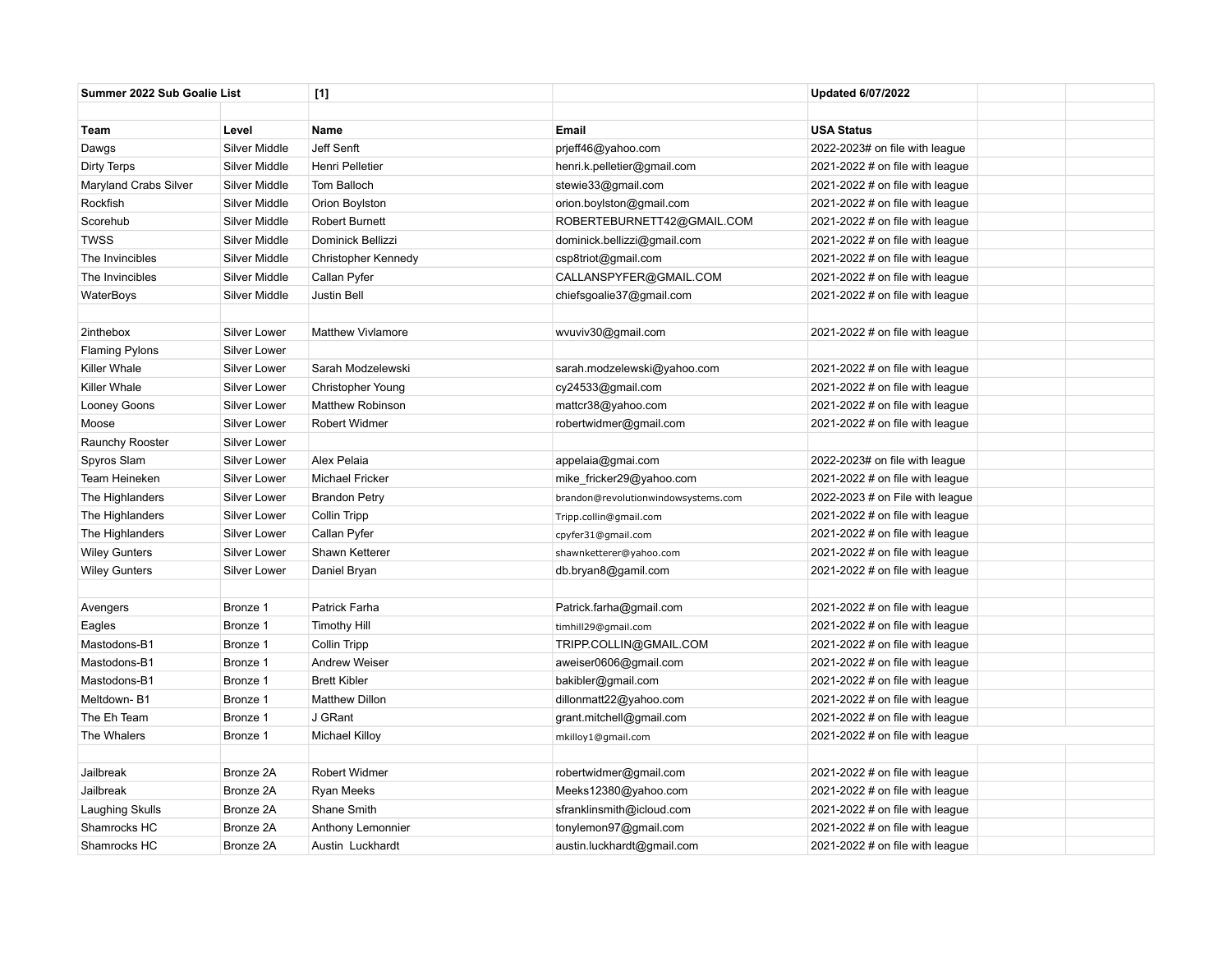| Summer 2022 Sub Goalie List | | [1] | | Updated 6/07/2022 | | |
|---|---|---|---|---|---|---|
| | | | | | | |
| **Team** | **Level** | **Name** | **Email** | **USA Status** | | |
| Dawgs | Silver Middle | Jeff Senft | prjeff46@yahoo.com | 2022-2023# on file with league | | |
| Dirty Terps | Silver Middle | Henri Pelletier | henri.k.pelletier@gmail.com | 2021-2022 # on file with league | | |
| Maryland Crabs Silver | Silver Middle | Tom Balloch | stewie33@gmail.com | 2021-2022 # on file with league | | |
| Rockfish | Silver Middle | Orion Boylston | orion.boylston@gmail.com | 2021-2022 # on file with league | | |
| Scorehub | Silver Middle | Robert Burnett | ROBERTEBURNETT42@GMAIL.COM | 2021-2022 # on file with league | | |
| TWSS | Silver Middle | Dominick Bellizzi | dominick.bellizzi@gmail.com | 2021-2022 # on file with league | | |
| The Invincibles | Silver Middle | Christopher Kennedy | csp8triot@gmail.com | 2021-2022 # on file with league | | |
| The Invincibles | Silver Middle | Callan Pyfer | CALLANSPYFER@GMAIL.COM | 2021-2022 # on file with league | | |
| WaterBoys | Silver Middle | Justin Bell | chiefsgoalie37@gmail.com | 2021-2022 # on file with league | | |
| | | | | | | |
| 2inthebox | Silver Lower | Matthew Vivlamore | wvuviv30@gmail.com | 2021-2022 # on file with league | | |
| Flaming Pylons | Silver Lower | | | | | |
| Killer Whale | Silver Lower | Sarah Modzelewski | sarah.modzelewski@yahoo.com | 2021-2022 # on file with league | | |
| Killer Whale | Silver Lower | Christopher Young | cy24533@gmail.com | 2021-2022 # on file with league | | |
| Looney Goons | Silver Lower | Matthew Robinson | mattcr38@yahoo.com | 2021-2022 # on file with league | | |
| Moose | Silver Lower | Robert Widmer | robertwidmer@gmail.com | 2021-2022 # on file with league | | |
| Raunchy Rooster | Silver Lower | | | | | |
| Spyros Slam | Silver Lower | Alex Pelaia | appelaia@gmai.com | 2022-2023# on file with league | | |
| Team Heineken | Silver Lower | Michael Fricker | mike_fricker29@yahoo.com | 2021-2022 # on file with league | | |
| The Highlanders | Silver Lower | Brandon Petry | brandon@revolutionwindowsystems.com | 2022-2023 # on File with league | | |
| The Highlanders | Silver Lower | Collin Tripp | Tripp.collin@gmail.com | 2021-2022 # on file with league | | |
| The Highlanders | Silver Lower | Callan Pyfer | cpyfer31@gmail.com | 2021-2022 # on file with league | | |
| Wiley Gunters | Silver Lower | Shawn Ketterer | shawnketterer@yahoo.com | 2021-2022 # on file with league | | |
| Wiley Gunters | Silver Lower | Daniel Bryan | db.bryan8@gamil.com | 2021-2022 # on file with league | | |
| | | | | | | |
| Avengers | Bronze 1 | Patrick Farha | Patrick.farha@gmail.com | 2021-2022 # on file with league | | |
| Eagles | Bronze 1 | Timothy Hill | timhill29@gmail.com | 2021-2022 # on file with league | | |
| Mastodons-B1 | Bronze 1 | Collin Tripp | TRIPP.COLLIN@GMAIL.COM | 2021-2022 # on file with league | | |
| Mastodons-B1 | Bronze 1 | Andrew Weiser | aweiser0606@gmail.com | 2021-2022 # on file with league | | |
| Mastodons-B1 | Bronze 1 | Brett Kibler | bakibler@gmail.com | 2021-2022 # on file with league | | |
| Meltdown- B1 | Bronze 1 | Matthew Dillon | dillonmatt22@yahoo.com | 2021-2022 # on file with league | | |
| The Eh Team | Bronze 1 | J GRant | grant.mitchell@gmail.com | 2021-2022 # on file with league | | |
| The Whalers | Bronze 1 | Michael Killoy | mkilloy1@gmail.com | 2021-2022 # on file with league | | |
| | | | | | | |
| Jailbreak | Bronze 2A | Robert Widmer | robertwidmer@gmail.com | 2021-2022 # on file with league | | |
| Jailbreak | Bronze 2A | Ryan Meeks | Meeks12380@yahoo.com | 2021-2022 # on file with league | | |
| Laughing Skulls | Bronze 2A | Shane Smith | sfranklinsmith@icloud.com | 2021-2022 # on file with league | | |
| Shamrocks HC | Bronze 2A | Anthony Lemonnier | tonylemon97@gmail.com | 2021-2022 # on file with league | | |
| Shamrocks HC | Bronze 2A | Austin Luckhardt | austin.luckhardt@gmail.com | 2021-2022 # on file with league | | |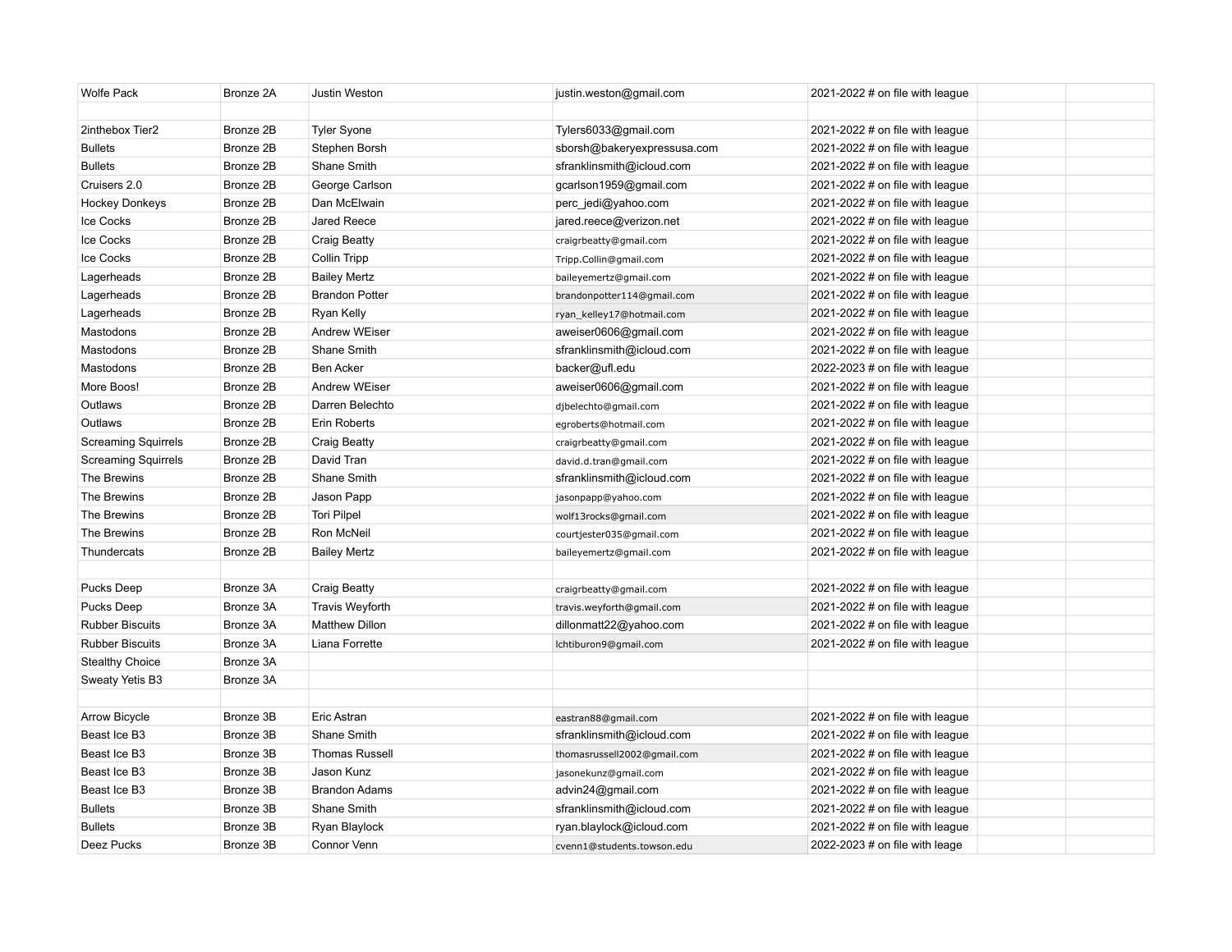| Wolfe Pack | Bronze 2A | Justin Weston | justin.weston@gmail.com | 2021-2022 # on file with league | | |
|---|---|---|---|---|---|---|
| | | | | | | |
| 2inthebox Tier2 | Bronze 2B | Tyler Syone | Tylers6033@gmail.com | 2021-2022 # on file with league | | |
| Bullets | Bronze 2B | Stephen Borsh | sborsh@bakeryexpressusa.com | 2021-2022 # on file with league | | |
| Bullets | Bronze 2B | Shane Smith | sfranklinsmith@icloud.com | 2021-2022 # on file with league | | |
| Cruisers 2.0 | Bronze 2B | George Carlson | gcarlson1959@gmail.com | 2021-2022 # on file with league | | |
| Hockey Donkeys | Bronze 2B | Dan McElwain | perc_jedi@yahoo.com | 2021-2022 # on file with league | | |
| Ice Cocks | Bronze 2B | Jared Reece | jared.reece@verizon.net | 2021-2022 # on file with league | | |
| Ice Cocks | Bronze 2B | Craig Beatty | craigrbeatty@gmail.com | 2021-2022 # on file with league | | |
| Ice Cocks | Bronze 2B | Collin Tripp | Tripp.Collin@gmail.com | 2021-2022 # on file with league | | |
| Lagerheads | Bronze 2B | Bailey Mertz | baileyemertz@gmail.com | 2021-2022 # on file with league | | |
| Lagerheads | Bronze 2B | Brandon Potter | brandonpotter114@gmail.com | 2021-2022 # on file with league | | |
| Lagerheads | Bronze 2B | Ryan Kelly | ryan_kelley17@hotmail.com | 2021-2022 # on file with league | | |
| Mastodons | Bronze 2B | Andrew WEiser | aweiser0606@gmail.com | 2021-2022 # on file with league | | |
| Mastodons | Bronze 2B | Shane Smith | sfranklinsmith@icloud.com | 2021-2022 # on file with league | | |
| Mastodons | Bronze 2B | Ben Acker | backer@ufl.edu | 2022-2023 # on file with league | | |
| More Boos! | Bronze 2B | Andrew WEiser | aweiser0606@gmail.com | 2021-2022 # on file with league | | |
| Outlaws | Bronze 2B | Darren Belechto | djbelechto@gmail.com | 2021-2022 # on file with league | | |
| Outlaws | Bronze 2B | Erin Roberts | egroberts@hotmail.com | 2021-2022 # on file with league | | |
| Screaming Squirrels | Bronze 2B | Craig Beatty | craigrbeatty@gmail.com | 2021-2022 # on file with league | | |
| Screaming Squirrels | Bronze 2B | David Tran | david.d.tran@gmail.com | 2021-2022 # on file with league | | |
| The Brewins | Bronze 2B | Shane Smith | sfranklinsmith@icloud.com | 2021-2022 # on file with league | | |
| The Brewins | Bronze 2B | Jason Papp | jasonpapp@yahoo.com | 2021-2022 # on file with league | | |
| The Brewins | Bronze 2B | Tori Pilpel | wolf13rocks@gmail.com | 2021-2022 # on file with league | | |
| The Brewins | Bronze 2B | Ron McNeil | courtjester035@gmail.com | 2021-2022 # on file with league | | |
| Thundercats | Bronze 2B | Bailey Mertz | baileyemertz@gmail.com | 2021-2022 # on file with league | | |
| | | | | | | |
| Pucks Deep | Bronze 3A | Craig Beatty | craigrbeatty@gmail.com | 2021-2022 # on file with league | | |
| Pucks Deep | Bronze 3A | Travis Weyforth | travis.weyforth@gmail.com | 2021-2022 # on file with league | | |
| Rubber Biscuits | Bronze 3A | Matthew Dillon | dillonmatt22@yahoo.com | 2021-2022 # on file with league | | |
| Rubber Biscuits | Bronze 3A | Liana Forrette | lchtiburon9@gmail.com | 2021-2022 # on file with league | | |
| Stealthy Choice | Bronze 3A | | | | | |
| Sweaty Yetis B3 | Bronze 3A | | | | | |
| | | | | | | |
| Arrow Bicycle | Bronze 3B | Eric Astran | eastran88@gmail.com | 2021-2022 # on file with league | | |
| Beast Ice B3 | Bronze 3B | Shane Smith | sfranklinsmith@icloud.com | 2021-2022 # on file with league | | |
| Beast Ice B3 | Bronze 3B | Thomas Russell | thomasrussell2002@gmail.com | 2021-2022 # on file with league | | |
| Beast Ice B3 | Bronze 3B | Jason Kunz | jasonekunz@gmail.com | 2021-2022 # on file with league | | |
| Beast Ice B3 | Bronze 3B | Brandon Adams | advin24@gmail.com | 2021-2022 # on file with league | | |
| Bullets | Bronze 3B | Shane Smith | sfranklinsmith@icloud.com | 2021-2022 # on file with league | | |
| Bullets | Bronze 3B | Ryan Blaylock | ryan.blaylock@icloud.com | 2021-2022 # on file with league | | |
| Deez Pucks | Bronze 3B | Connor Venn | cvenn1@students.towson.edu | 2022-2023 # on file with leage | | |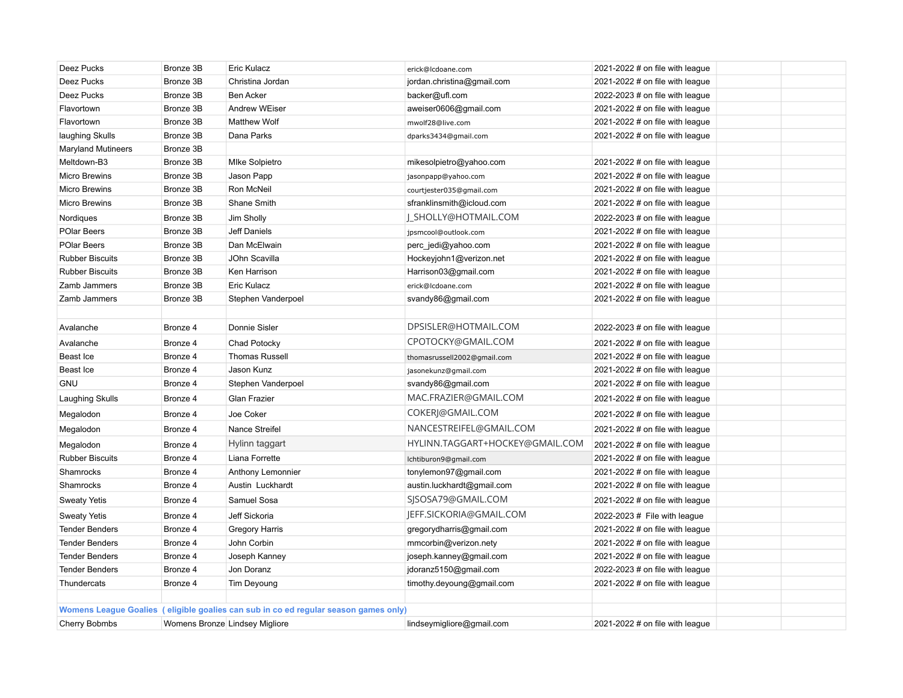| | | | | | | |
|---|---|---|---|---|---|---|
| Deez Pucks | Bronze 3B | Eric Kulacz | erick@lcdoane.com | 2021-2022 # on file with league | | |
| Deez Pucks | Bronze 3B | Christina Jordan | jordan.christina@gmail.com | 2021-2022 # on file with league | | |
| Deez Pucks | Bronze 3B | Ben Acker | backer@ufl.com | 2022-2023 # on file with league | | |
| Flavortown | Bronze 3B | Andrew WEiser | aweiser0606@gmail.com | 2021-2022 # on file with league | | |
| Flavortown | Bronze 3B | Matthew Wolf | mwolf28@live.com | 2021-2022 # on file with league | | |
| laughing Skulls | Bronze 3B | Dana Parks | dparks3434@gmail.com | 2021-2022 # on file with league | | |
| Maryland Mutineers | Bronze 3B | | | | | |
| Meltdown-B3 | Bronze 3B | MIke Solpietro | mikesolpietro@yahoo.com | 2021-2022 # on file with league | | |
| Micro Brewins | Bronze 3B | Jason Papp | jasonpapp@yahoo.com | 2021-2022 # on file with league | | |
| Micro Brewins | Bronze 3B | Ron McNeil | courtjester035@gmail.com | 2021-2022 # on file with league | | |
| Micro Brewins | Bronze 3B | Shane Smith | sfranklinsmith@icloud.com | 2021-2022 # on file with league | | |
| Nordiques | Bronze 3B | Jim Sholly | J_SHOLLY@HOTMAIL.COM | 2022-2023 # on file with league | | |
| POlar Beers | Bronze 3B | Jeff Daniels | jpsmcool@outlook.com | 2021-2022 # on file with league | | |
| POlar Beers | Bronze 3B | Dan McElwain | perc_jedi@yahoo.com | 2021-2022 # on file with league | | |
| Rubber Biscuits | Bronze 3B | JOhn Scavilla | Hockeyjohn1@verizon.net | 2021-2022 # on file with league | | |
| Rubber Biscuits | Bronze 3B | Ken Harrison | Harrison03@gmail.com | 2021-2022 # on file with league | | |
| Zamb Jammers | Bronze 3B | Eric Kulacz | erick@lcdoane.com | 2021-2022 # on file with league | | |
| Zamb Jammers | Bronze 3B | Stephen Vanderpoel | svandy86@gmail.com | 2021-2022 # on file with league | | |
| | | | | | | |
| Avalanche | Bronze 4 | Donnie Sisler | DPSISLER@HOTMAIL.COM | 2022-2023 # on file with league | | |
| Avalanche | Bronze 4 | Chad Potocky | CPOTOCKY@GMAIL.COM | 2021-2022 # on file with league | | |
| Beast Ice | Bronze 4 | Thomas Russell | thomasrussell2002@gmail.com | 2021-2022 # on file with league | | |
| Beast Ice | Bronze 4 | Jason Kunz | jasonekunz@gmail.com | 2021-2022 # on file with league | | |
| GNU | Bronze 4 | Stephen Vanderpoel | svandy86@gmail.com | 2021-2022 # on file with league | | |
| Laughing Skulls | Bronze 4 | Glan Frazier | MAC.FRAZIER@GMAIL.COM | 2021-2022 # on file with league | | |
| Megalodon | Bronze 4 | Joe Coker | COKERJ@GMAIL.COM | 2021-2022 # on file with league | | |
| Megalodon | Bronze 4 | Nance Streifel | NANCESTREIFEL@GMAIL.COM | 2021-2022 # on file with league | | |
| Megalodon | Bronze 4 | Hylinn taggart | HYLINN.TAGGART+HOCKEY@GMAIL.COM | 2021-2022 # on file with league | | |
| Rubber Biscuits | Bronze 4 | Liana Forrette | lchtiburon9@gmail.com | 2021-2022 # on file with league | | |
| Shamrocks | Bronze 4 | Anthony Lemonnier | tonylemon97@gmail.com | 2021-2022 # on file with league | | |
| Shamrocks | Bronze 4 | Austin Luckhardt | austin.luckhardt@gmail.com | 2021-2022 # on file with league | | |
| Sweaty Yetis | Bronze 4 | Samuel Sosa | SJSOSA79@GMAIL.COM | 2021-2022 # on file with league | | |
| Sweaty Yetis | Bronze 4 | Jeff Sickoria | JEFF.SICKORIA@GMAIL.COM | 2022-2023 # File with league | | |
| Tender Benders | Bronze 4 | Gregory Harris | gregorydharris@gmail.com | 2021-2022 # on file with league | | |
| Tender Benders | Bronze 4 | John Corbin | mmcorbin@verizon.nety | 2021-2022 # on file with league | | |
| Tender Benders | Bronze 4 | Joseph Kanney | joseph.kanney@gmail.com | 2021-2022 # on file with league | | |
| Tender Benders | Bronze 4 | Jon Doranz | jdoranz5150@gmail.com | 2022-2023 # on file with league | | |
| Thundercats | Bronze 4 | Tim Deyoung | timothy.deyoung@gmail.com | 2021-2022 # on file with league | | |
| | | | | | | |
| **Womens League Goalies ( eligible goalies can sub in co ed regular season games only)** | | | | | | |
| Cherry Bobmbs | Womens Bronze | Lindsey Migliore | lindseymigliore@gmail.com | 2021-2022 # on file with league | | |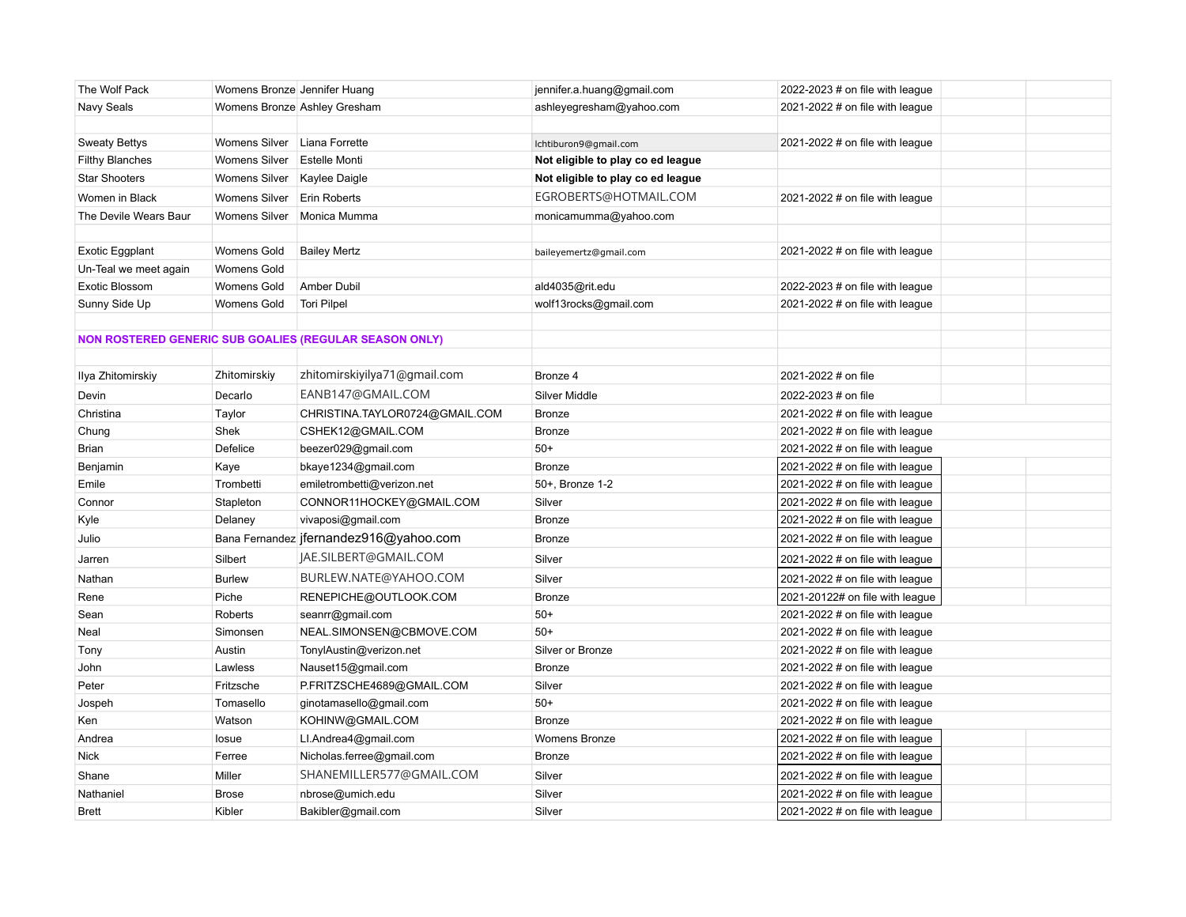| | | | | | | |
|---|---|---|---|---|---|---|
| The Wolf Pack | Womens Bronze | Jennifer Huang | jennifer.a.huang@gmail.com | 2022-2023 # on file with league | | |
| Navy Seals | Womens Bronze | Ashley Gresham | ashleyegresham@yahoo.com | 2021-2022 # on file with league | | |
| | | | | | | |
| Sweaty Bettys | Womens Silver | Liana Forrette | lchtiburon9@gmail.com | 2021-2022 # on file with league | | |
| Filthy Blanches | Womens Silver | Estelle Monti | **Not eligible to play co ed league** | | | |
| Star Shooters | Womens Silver | Kaylee Daigle | **Not eligible to play co ed league** | | | |
| Women in Black | Womens Silver | Erin Roberts | EGROBERTS@HOTMAIL.COM | 2021-2022 # on file with league | | |
| The Devile Wears Baur | Womens Silver | Monica Mumma | monicamumma@yahoo.com | | | |
| | | | | | | |
| Exotic Eggplant | Womens Gold | Bailey Mertz | baileyemertz@gmail.com | 2021-2022 # on file with league | | |
| Un-Teal we meet again | Womens Gold | | | | | |
| Exotic Blossom | Womens Gold | Amber Dubil | ald4035@rit.edu | 2022-2023 # on file with league | | |
| Sunny Side Up | Womens Gold | Tori Pilpel | wolf13rocks@gmail.com | 2021-2022 # on file with league | | |
| | | | | | | |
| **NON ROSTERED GENERIC SUB GOALIES (REGULAR SEASON ONLY)** | | | | | | |
| | | | | | | |
| Ilya Zhitomirskiy | Zhitomirskiy | zhitomirskiyilya71@gmail.com | Bronze 4 | 2021-2022 # on file | | |
| Devin | Decarlo | EANB147@GMAIL.COM | Silver Middle | 2022-2023 # on file | | |
| Christina | Taylor | CHRISTINA.TAYLOR0724@GMAIL.COM | Bronze | 2021-2022 # on file with league | | |
| Chung | Shek | CSHEK12@GMAIL.COM | Bronze | 2021-2022 # on file with league | | |
| Brian | Defelice | beezer029@gmail.com | 50+ | 2021-2022 # on file with league | | |
| Benjamin | Kaye | bkaye1234@gmail.com | Bronze | 2021-2022 # on file with league | | |
| Emile | Trombetti | emiletrombetti@verizon.net | 50+, Bronze 1-2 | 2021-2022 # on file with league | | |
| Connor | Stapleton | CONNOR11HOCKEY@GMAIL.COM | Silver | 2021-2022 # on file with league | | |
| Kyle | Delaney | vivaposi@gmail.com | Bronze | 2021-2022 # on file with league | | |
| Julio | Bana Fernandez | jfernandez916@yahoo.com | Bronze | 2021-2022 # on file with league | | |
| Jarren | Silbert | JAE.SILBERT@GMAIL.COM | Silver | 2021-2022 # on file with league | | |
| Nathan | Burlew | BURLEW.NATE@YAHOO.COM | Silver | 2021-2022 # on file with league | | |
| Rene | Piche | RENEPICHE@OUTLOOK.COM | Bronze | 2021-20122# on file with league | | |
| Sean | Roberts | seanrr@gmail.com | 50+ | 2021-2022 # on file with league | | |
| Neal | Simonsen | NEAL.SIMONSEN@CBMOVE.COM | 50+ | 2021-2022 # on file with league | | |
| Tony | Austin | TonylAustin@verizon.net | Silver or Bronze | 2021-2022 # on file with league | | |
| John | Lawless | Nauset15@gmail.com | Bronze | 2021-2022 # on file with league | | |
| Peter | Fritzsche | P.FRITZSCHE4689@GMAIL.COM | Silver | 2021-2022 # on file with league | | |
| Jospeh | Tomasello | ginotamasello@gmail.com | 50+ | 2021-2022 # on file with league | | |
| Ken | Watson | KOHINW@GMAIL.COM | Bronze | 2021-2022 # on file with league | | |
| Andrea | Iosue | LI.Andrea4@gmail.com | Womens Bronze | 2021-2022 # on file with league | | |
| Nick | Ferree | Nicholas.ferree@gmail.com | Bronze | 2021-2022 # on file with league | | |
| Shane | Miller | SHANEMILLER577@GMAIL.COM | Silver | 2021-2022 # on file with league | | |
| Nathaniel | Brose | nbrose@umich.edu | Silver | 2021-2022 # on file with league | | |
| Brett | Kibler | Bakibler@gmail.com | Silver | 2021-2022 # on file with league | | |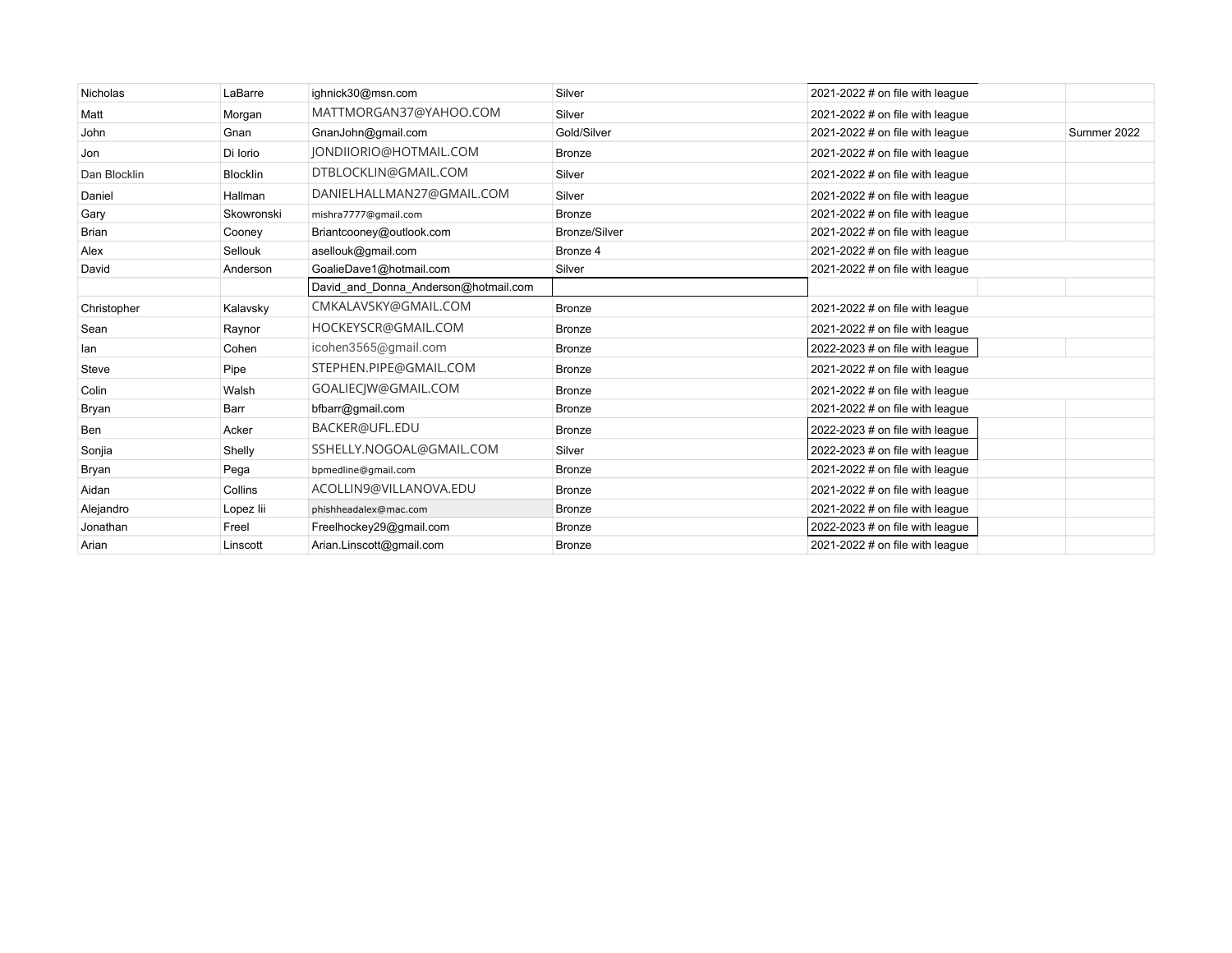| | | | | | | |
|---|---|---|---|---|---|---|
| Nicholas | LaBarre | ighnick30@msn.com | Silver | 2021-2022 # on file with league | | |
| Matt | Morgan | MATTMORGAN37@YAHOO.COM | Silver | 2021-2022 # on file with league | | |
| John | Gnan | GnanJohn@gmail.com | Gold/Silver | 2021-2022 # on file with league | | Summer 2022 |
| Jon | Di Iorio | JONDIIORIO@HOTMAIL.COM | Bronze | 2021-2022 # on file with league | | |
| Dan Blocklin | Blocklin | DTBLOCKLIN@GMAIL.COM | Silver | 2021-2022 # on file with league | | |
| Daniel | Hallman | DANIELHALLMAN27@GMAIL.COM | Silver | 2021-2022 # on file with league | | |
| Gary | Skowronski | mishra7777@gmail.com | Bronze | 2021-2022 # on file with league | | |
| Brian | Cooney | Briantcooney@outlook.com | Bronze/Silver | 2021-2022 # on file with league | | |
| Alex | Sellouk | asellouk@gmail.com | Bronze 4 | 2021-2022 # on file with league | | |
| David | Anderson | GoalieDave1@hotmail.com | Silver | 2021-2022 # on file with league | | |
| | | David_and_Donna_Anderson@hotmail.com | | | | |
| Christopher | Kalavsky | CMKALAVSKY@GMAIL.COM | Bronze | 2021-2022 # on file with league | | |
| Sean | Raynor | HOCKEYSCR@GMAIL.COM | Bronze | 2021-2022 # on file with league | | |
| Ian | Cohen | icohen3565@gmail.com | Bronze | 2022-2023 # on file with league | | |
| Steve | Pipe | STEPHEN.PIPE@GMAIL.COM | Bronze | 2021-2022 # on file with league | | |
| Colin | Walsh | GOALIECJW@GMAIL.COM | Bronze | 2021-2022 # on file with league | | |
| Bryan | Barr | bfbarr@gmail.com | Bronze | 2021-2022 # on file with league | | |
| Ben | Acker | BACKER@UFL.EDU | Bronze | 2022-2023 # on file with league | | |
| Sonjia | Shelly | SSHELLY.NOGOAL@GMAIL.COM | Silver | 2022-2023 # on file with league | | |
| Bryan | Pega | bpmedline@gmail.com | Bronze | 2021-2022 # on file with league | | |
| Aidan | Collins | ACOLLIN9@VILLANOVA.EDU | Bronze | 2021-2022 # on file with league | | |
| Alejandro | Lopez Iii | phishheadalex@mac.com | Bronze | 2021-2022 # on file with league | | |
| Jonathan | Freel | Freelhockey29@gmail.com | Bronze | 2022-2023 # on file with league | | |
| Arian | Linscott | Arian.Linscott@gmail.com | Bronze | 2021-2022 # on file with league | | |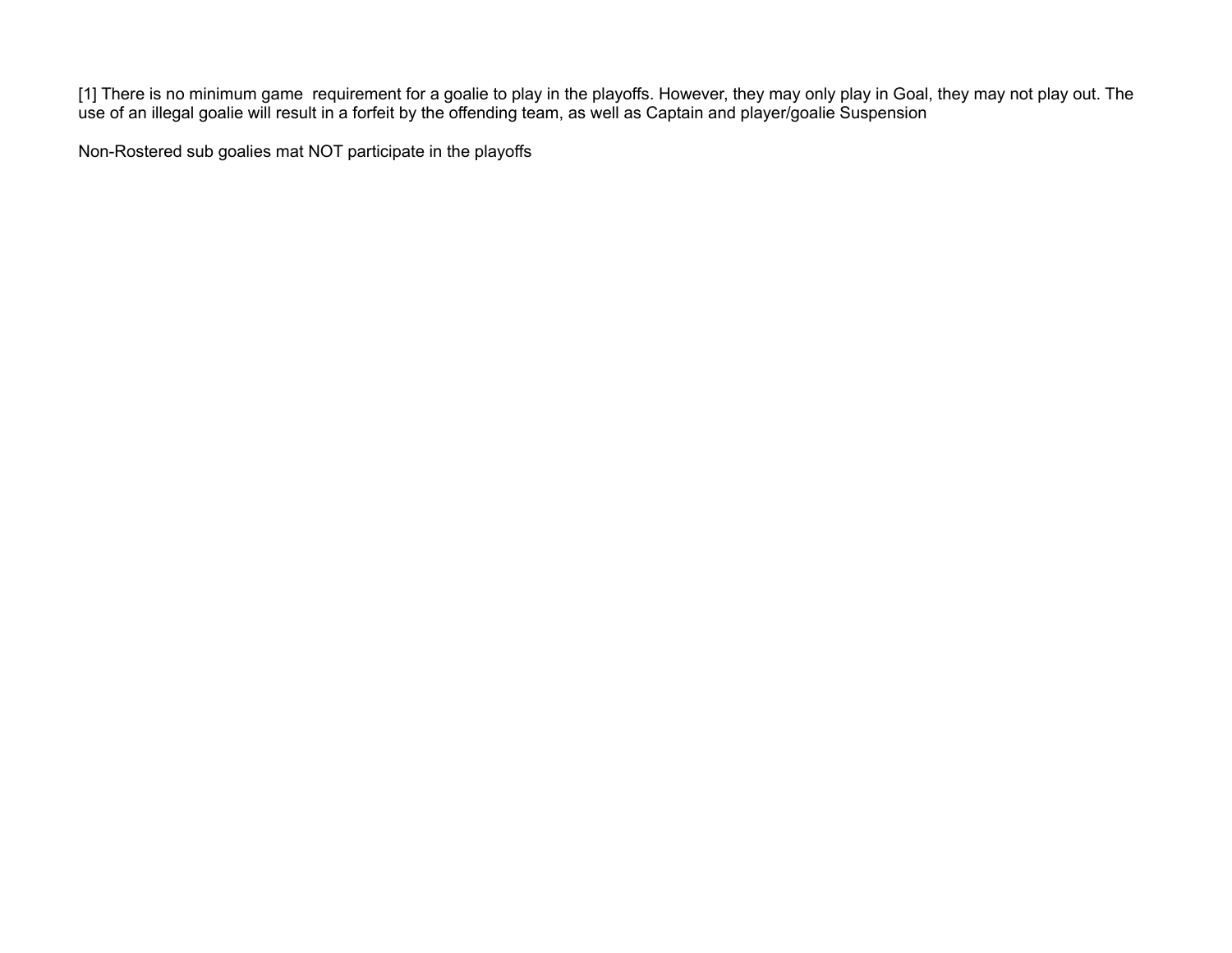[1] There is no minimum game  requirement for a goalie to play in the playoffs. However, they may only play in Goal, they may not play out. The use of an illegal goalie will result in a forfeit by the offending team, as well as Captain and player/goalie Suspension

Non-Rostered sub goalies mat NOT participate in the playoffs